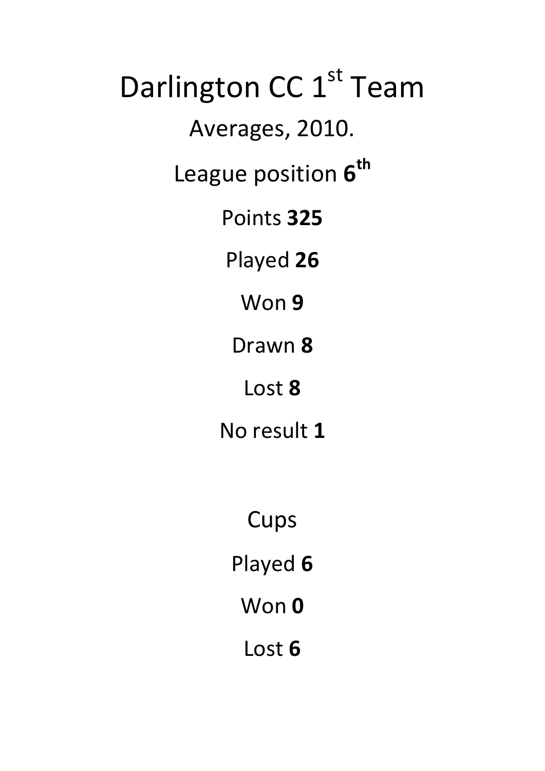# Darlington CC 1st Team

Averages, 2010.

League position **6th**

Points **325**

Played **26**

Won **9**

Drawn **8**

Lost **8**

No result **1**

Cups

Played **6**

Won **0**

Lost **6**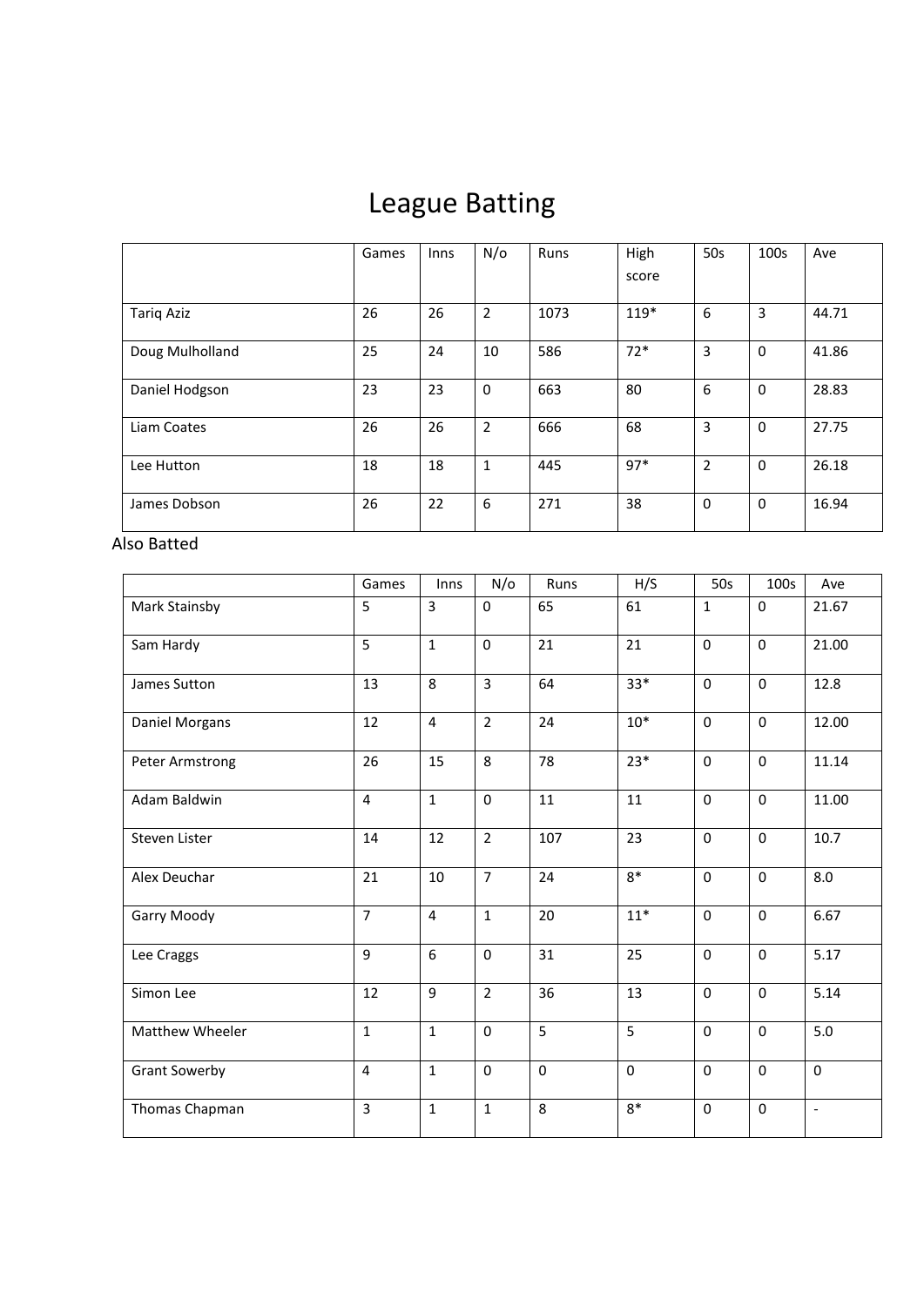# League Batting

| | Games | Inns | N/o | Runs | High score | 50s | 100s | Ave |
|---|---|---|---|---|---|---|---|---|
| Tariq Aziz | 26 | 26 | 2 | 1073 | 119* | 6 | 3 | 44.71 |
| Doug Mulholland | 25 | 24 | 10 | 586 | 72* | 3 | 0 | 41.86 |
| Daniel Hodgson | 23 | 23 | 0 | 663 | 80 | 6 | 0 | 28.83 |
| Liam Coates | 26 | 26 | 2 | 666 | 68 | 3 | 0 | 27.75 |
| Lee Hutton | 18 | 18 | 1 | 445 | 97* | 2 | 0 | 26.18 |
| James Dobson | 26 | 22 | 6 | 271 | 38 | 0 | 0 | 16.94 |

Also Batted

| | Games | Inns | N/o | Runs | H/S | 50s | 100s | Ave |
|---|---|---|---|---|---|---|---|---|
| Mark Stainsby | 5 | 3 | 0 | 65 | 61 | 1 | 0 | 21.67 |
| Sam Hardy | 5 | 1 | 0 | 21 | 21 | 0 | 0 | 21.00 |
| James Sutton | 13 | 8 | 3 | 64 | 33* | 0 | 0 | 12.8 |
| Daniel Morgans | 12 | 4 | 2 | 24 | 10* | 0 | 0 | 12.00 |
| Peter Armstrong | 26 | 15 | 8 | 78 | 23* | 0 | 0 | 11.14 |
| Adam Baldwin | 4 | 1 | 0 | 11 | 11 | 0 | 0 | 11.00 |
| Steven Lister | 14 | 12 | 2 | 107 | 23 | 0 | 0 | 10.7 |
| Alex Deuchar | 21 | 10 | 7 | 24 | 8* | 0 | 0 | 8.0 |
| Garry Moody | 7 | 4 | 1 | 20 | 11* | 0 | 0 | 6.67 |
| Lee Craggs | 9 | 6 | 0 | 31 | 25 | 0 | 0 | 5.17 |
| Simon Lee | 12 | 9 | 2 | 36 | 13 | 0 | 0 | 5.14 |
| Matthew Wheeler | 1 | 1 | 0 | 5 | 5 | 0 | 0 | 5.0 |
| Grant Sowerby | 4 | 1 | 0 | 0 | 0 | 0 | 0 | 0 |
| Thomas Chapman | 3 | 1 | 1 | 8 | 8* | 0 | 0 | - |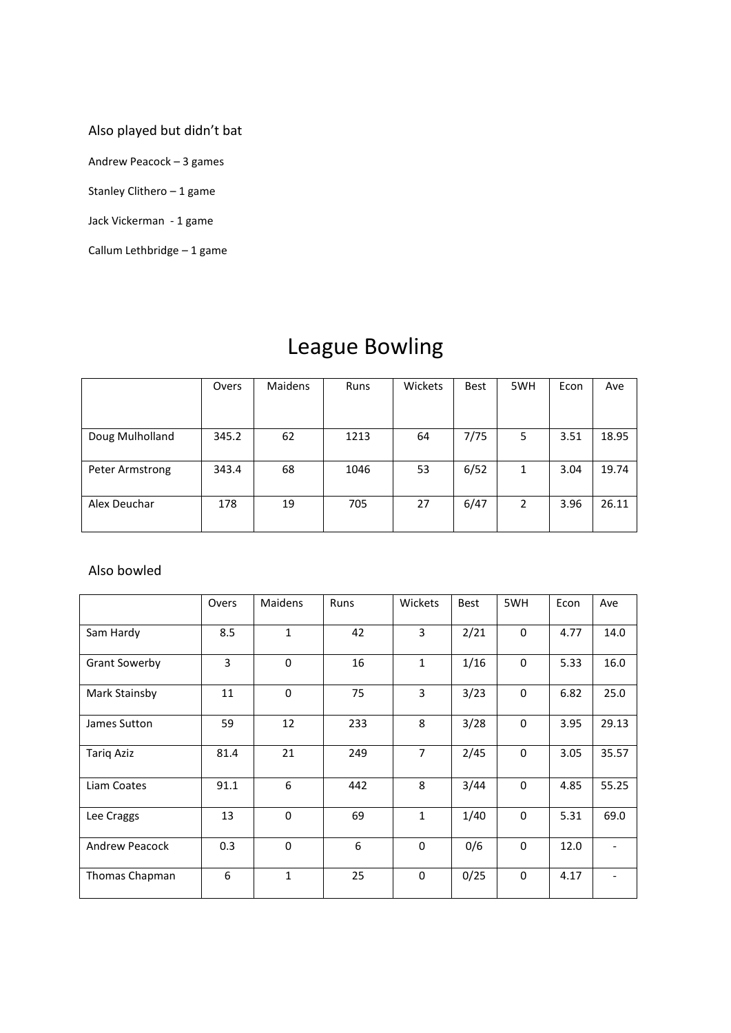Also played but didn't bat

Andrew Peacock – 3 games

Stanley Clithero – 1 game

Jack Vickerman - 1 game

Callum Lethbridge – 1 game

# League Bowling

| | Overs | Maidens | Runs | Wickets | Best | 5WH | Econ | Ave |
|---|---|---|---|---|---|---|---|---|
| Doug Mulholland | 345.2 | 62 | 1213 | 64 | 7/75 | 5 | 3.51 | 18.95 |
| Peter Armstrong | 343.4 | 68 | 1046 | 53 | 6/52 | 1 | 3.04 | 19.74 |
| Alex Deuchar | 178 | 19 | 705 | 27 | 6/47 | 2 | 3.96 | 26.11 |

Also bowled

| | Overs | Maidens | Runs | Wickets | Best | 5WH | Econ | Ave |
|---|---|---|---|---|---|---|---|---|
| Sam Hardy | 8.5 | 1 | 42 | 3 | 2/21 | 0 | 4.77 | 14.0 |
| Grant Sowerby | 3 | 0 | 16 | 1 | 1/16 | 0 | 5.33 | 16.0 |
| Mark Stainsby | 11 | 0 | 75 | 3 | 3/23 | 0 | 6.82 | 25.0 |
| James Sutton | 59 | 12 | 233 | 8 | 3/28 | 0 | 3.95 | 29.13 |
| Tariq Aziz | 81.4 | 21 | 249 | 7 | 2/45 | 0 | 3.05 | 35.57 |
| Liam Coates | 91.1 | 6 | 442 | 8 | 3/44 | 0 | 4.85 | 55.25 |
| Lee Craggs | 13 | 0 | 69 | 1 | 1/40 | 0 | 5.31 | 69.0 |
| Andrew Peacock | 0.3 | 0 | 6 | 0 | 0/6 | 0 | 12.0 | - |
| Thomas Chapman | 6 | 1 | 25 | 0 | 0/25 | 0 | 4.17 | - |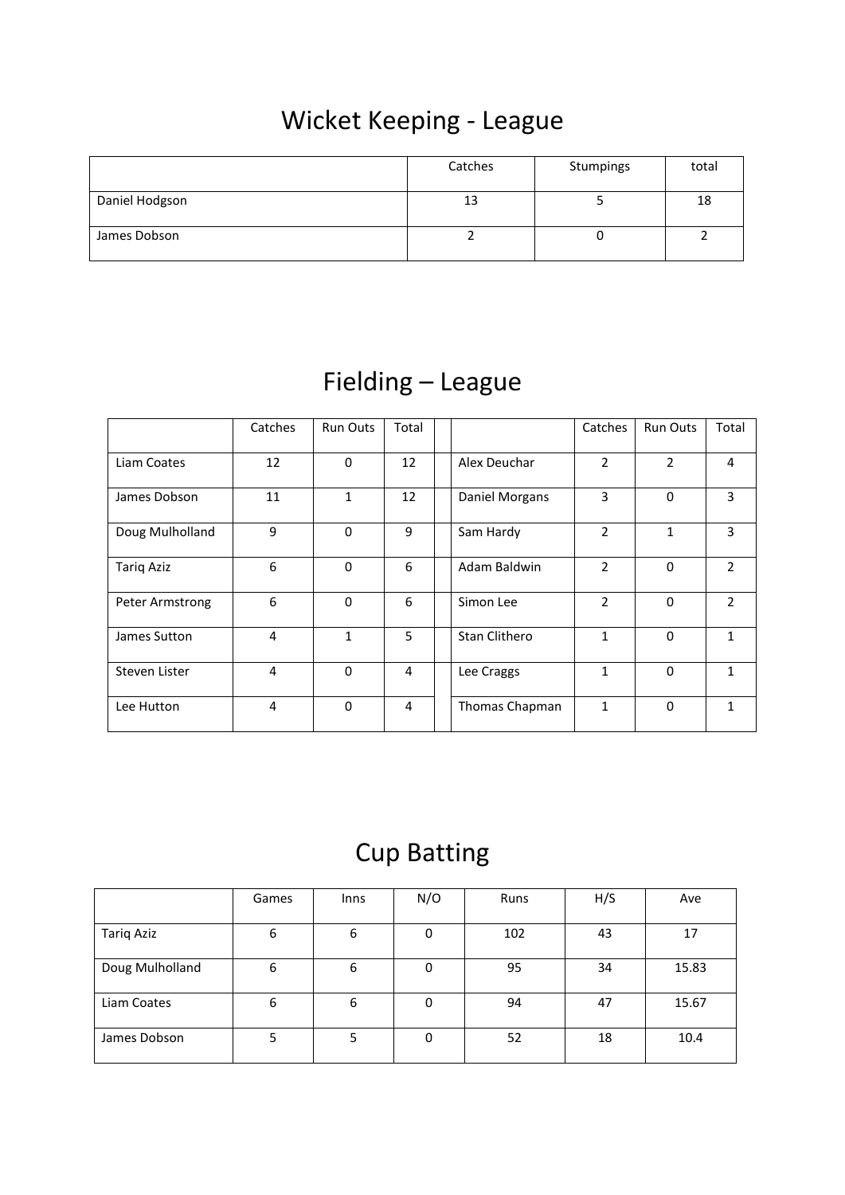# Wicket Keeping - League

| | Catches | Stumpings | total |
|---|---|---|---|
| Daniel Hodgson | 13 | 5 | 18 |
| James Dobson | 2 | 0 | 2 |

# Fielding – League

| | Catches | Run Outs | Total | | | Catches | Run Outs | Total |
|---|---|---|---|---|---|---|---|---|
| Liam Coates | 12 | 0 | 12 | | Alex Deuchar | 2 | 2 | 4 |
| James Dobson | 11 | 1 | 12 | | Daniel Morgans | 3 | 0 | 3 |
| Doug Mulholland | 9 | 0 | 9 | | Sam Hardy | 2 | 1 | 3 |
| Tariq Aziz | 6 | 0 | 6 | | Adam Baldwin | 2 | 0 | 2 |
| Peter Armstrong | 6 | 0 | 6 | | Simon Lee | 2 | 0 | 2 |
| James Sutton | 4 | 1 | 5 | | Stan Clithero | 1 | 0 | 1 |
| Steven Lister | 4 | 0 | 4 | | Lee Craggs | 1 | 0 | 1 |
| Lee Hutton | 4 | 0 | 4 | | Thomas Chapman | 1 | 0 | 1 |

# Cup Batting

| | Games | Inns | N/O | Runs | H/S | Ave |
|---|---|---|---|---|---|---|
| Tariq Aziz | 6 | 6 | 0 | 102 | 43 | 17 |
| Doug Mulholland | 6 | 6 | 0 | 95 | 34 | 15.83 |
| Liam Coates | 6 | 6 | 0 | 94 | 47 | 15.67 |
| James Dobson | 5 | 5 | 0 | 52 | 18 | 10.4 |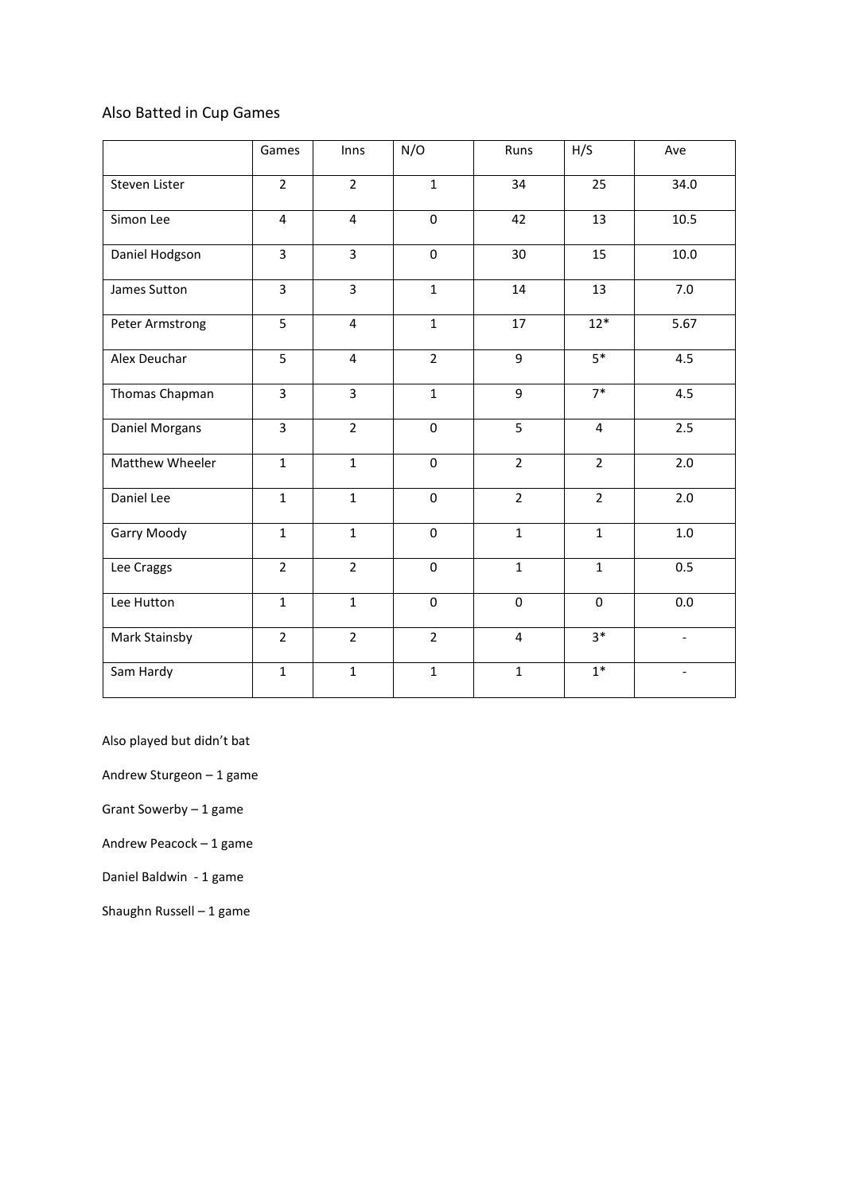## Also Batted in Cup Games

| | Games | Inns | N/O | Runs | H/S | Ave |
|---|---|---|---|---|---|---|
| Steven Lister | 2 | 2 | 1 | 34 | 25 | 34.0 |
| Simon Lee | 4 | 4 | 0 | 42 | 13 | 10.5 |
| Daniel Hodgson | 3 | 3 | 0 | 30 | 15 | 10.0 |
| James Sutton | 3 | 3 | 1 | 14 | 13 | 7.0 |
| Peter Armstrong | 5 | 4 | 1 | 17 | 12* | 5.67 |
| Alex Deuchar | 5 | 4 | 2 | 9 | 5* | 4.5 |
| Thomas Chapman | 3 | 3 | 1 | 9 | 7* | 4.5 |
| Daniel Morgans | 3 | 2 | 0 | 5 | 4 | 2.5 |
| Matthew Wheeler | 1 | 1 | 0 | 2 | 2 | 2.0 |
| Daniel Lee | 1 | 1 | 0 | 2 | 2 | 2.0 |
| Garry Moody | 1 | 1 | 0 | 1 | 1 | 1.0 |
| Lee Craggs | 2 | 2 | 0 | 1 | 1 | 0.5 |
| Lee Hutton | 1 | 1 | 0 | 0 | 0 | 0.0 |
| Mark Stainsby | 2 | 2 | 2 | 4 | 3* | - |
| Sam Hardy | 1 | 1 | 1 | 1 | 1* | - |

Also played but didn't bat

Andrew Sturgeon – 1 game

Grant Sowerby – 1 game

Andrew Peacock – 1 game

Daniel Baldwin - 1 game

Shaughn Russell – 1 game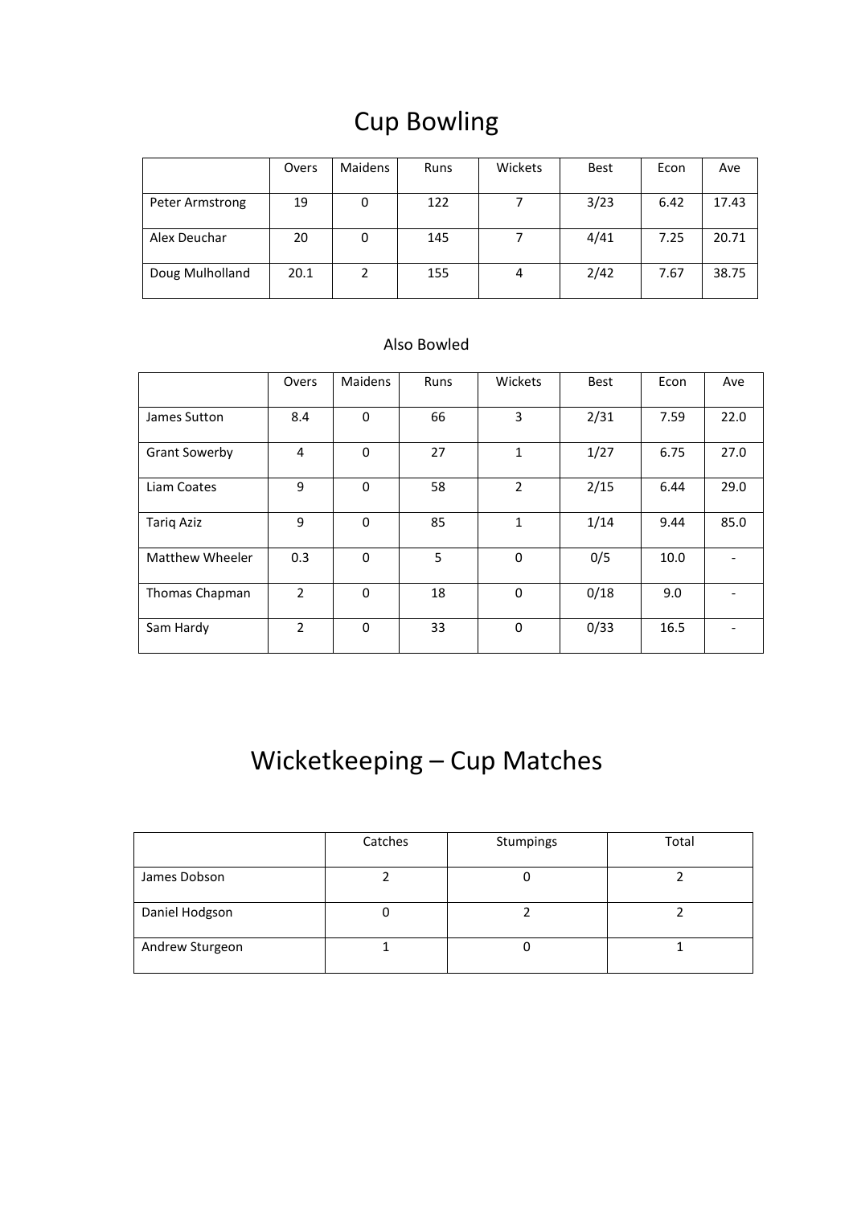# Cup Bowling

| | Overs | Maidens | Runs | Wickets | Best | Econ | Ave |
|---|---|---|---|---|---|---|---|
| Peter Armstrong | 19 | 0 | 122 | 7 | 3/23 | 6.42 | 17.43 |
| Alex Deuchar | 20 | 0 | 145 | 7 | 4/41 | 7.25 | 20.71 |
| Doug Mulholland | 20.1 | 2 | 155 | 4 | 2/42 | 7.67 | 38.75 |

## Also Bowled

| | Overs | Maidens | Runs | Wickets | Best | Econ | Ave |
|---|---|---|---|---|---|---|---|
| James Sutton | 8.4 | 0 | 66 | 3 | 2/31 | 7.59 | 22.0 |
| Grant Sowerby | 4 | 0 | 27 | 1 | 1/27 | 6.75 | 27.0 |
| Liam Coates | 9 | 0 | 58 | 2 | 2/15 | 6.44 | 29.0 |
| Tariq Aziz | 9 | 0 | 85 | 1 | 1/14 | 9.44 | 85.0 |
| Matthew Wheeler | 0.3 | 0 | 5 | 0 | 0/5 | 10.0 | - |
| Thomas Chapman | 2 | 0 | 18 | 0 | 0/18 | 9.0 | - |
| Sam Hardy | 2 | 0 | 33 | 0 | 0/33 | 16.5 | - |

# Wicketkeeping – Cup Matches

| | Catches | Stumpings | Total |
|---|---|---|---|
| James Dobson | 2 | 0 | 2 |
| Daniel Hodgson | 0 | 2 | 2 |
| Andrew Sturgeon | 1 | 0 | 1 |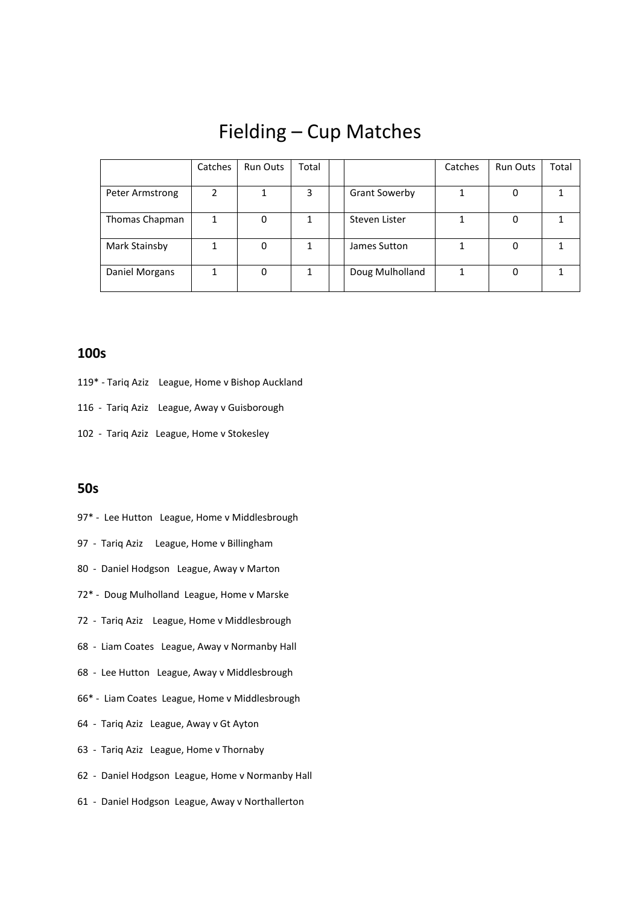# Fielding – Cup Matches

| | Catches | Run Outs | Total | | | Catches | Run Outs | Total |
|---|---|---|---|---|---|---|---|---|
| Peter Armstrong | 2 | 1 | 3 | | Grant Sowerby | 1 | 0 | 1 |
| Thomas Chapman | 1 | 0 | 1 | | Steven Lister | 1 | 0 | 1 |
| Mark Stainsby | 1 | 0 | 1 | | James Sutton | 1 | 0 | 1 |
| Daniel Morgans | 1 | 0 | 1 | | Doug Mulholland | 1 | 0 | 1 |

### 100s

119* - Tariq Aziz League, Home v Bishop Auckland

116 - Tariq Aziz League, Away v Guisborough

102 - Tariq Aziz League, Home v Stokesley

### 50s

97* - Lee Hutton League, Home v Middlesbrough

97 - Tariq Aziz League, Home v Billingham

80 - Daniel Hodgson League, Away v Marton

72* - Doug Mulholland League, Home v Marske

72 - Tariq Aziz League, Home v Middlesbrough

68 - Liam Coates League, Away v Normanby Hall

68 - Lee Hutton League, Away v Middlesbrough

66* - Liam Coates League, Home v Middlesbrough

64 - Tariq Aziz League, Away v Gt Ayton

63 - Tariq Aziz League, Home v Thornaby

62 - Daniel Hodgson League, Home v Normanby Hall

61 - Daniel Hodgson League, Away v Northallerton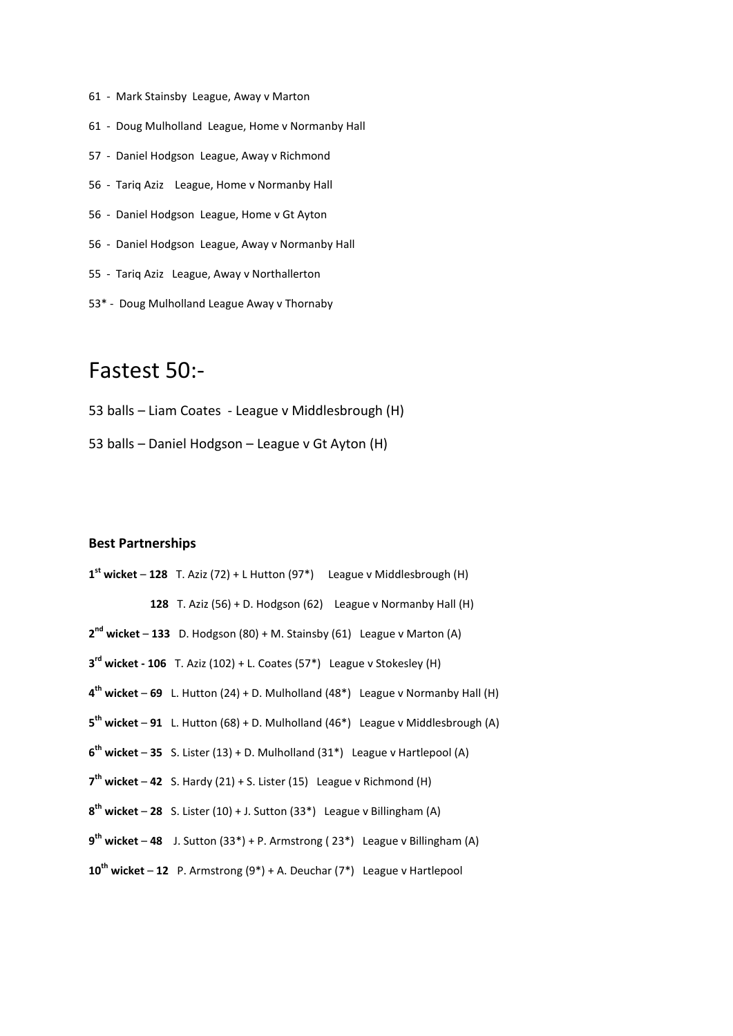61 - Mark Stainsby League, Away v Marton

61 - Doug Mulholland League, Home v Normanby Hall

57 - Daniel Hodgson League, Away v Richmond

56 - Tariq Aziz League, Home v Normanby Hall

56 - Daniel Hodgson League, Home v Gt Ayton

56 - Daniel Hodgson League, Away v Normanby Hall

55 - Tariq Aziz League, Away v Northallerton

53* - Doug Mulholland League Away v Thornaby

# Fastest 50:-

53 balls – Liam Coates - League v Middlesbrough (H)

53 balls – Daniel Hodgson – League v Gt Ayton (H)

**Best Partnerships**

**1st wicket** – **128** T. Aziz (72) + L Hutton (97*) League v Middlesbrough (H)

**128** T. Aziz (56) + D. Hodgson (62) League v Normanby Hall (H)

**2nd wicket** – **133** D. Hodgson (80) + M. Stainsby (61) League v Marton (A)

**3rd wicket - 106** T. Aziz (102) + L. Coates (57*) League v Stokesley (H)

**4th wicket** – **69** L. Hutton (24) + D. Mulholland (48*) League v Normanby Hall (H)

**5th wicket** – **91** L. Hutton (68) + D. Mulholland (46*) League v Middlesbrough (A)

**6th wicket** – **35** S. Lister (13) + D. Mulholland (31*) League v Hartlepool (A)

**7th wicket** – **42** S. Hardy (21) + S. Lister (15) League v Richmond (H)

**8th wicket** – **28** S. Lister (10) + J. Sutton (33*) League v Billingham (A)

**9th wicket** – **48** J. Sutton (33*) + P. Armstrong ( 23*) League v Billingham (A)

**10th wicket** – **12** P. Armstrong (9*) + A. Deuchar (7*) League v Hartlepool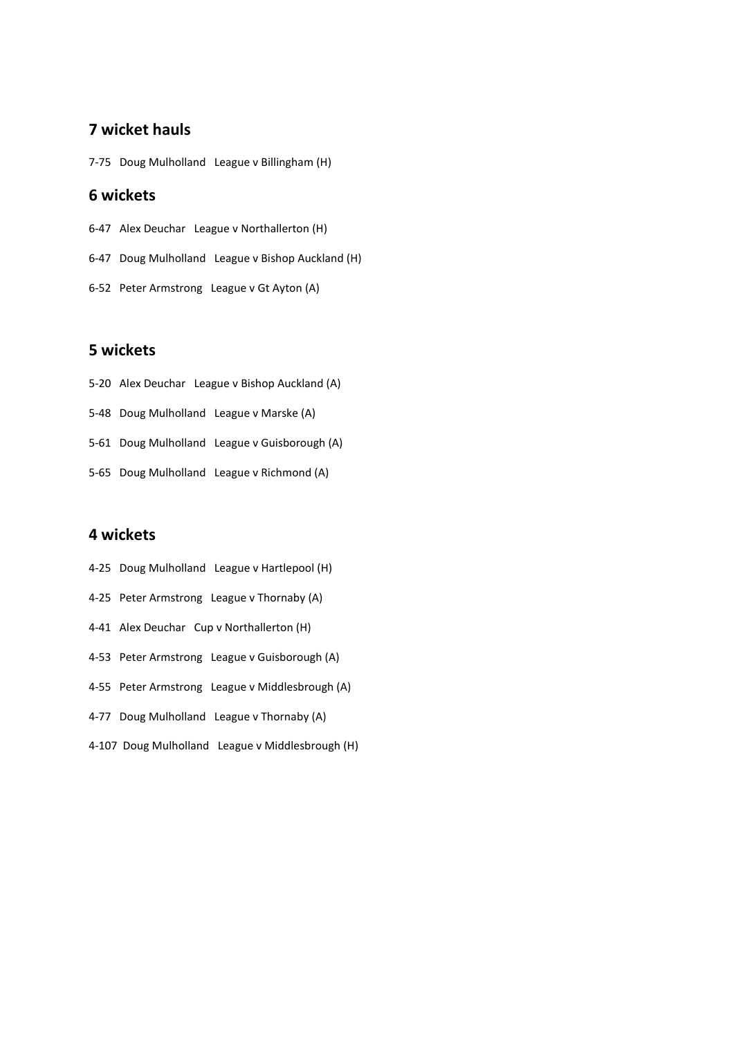## 7 wicket hauls

7-75 Doug Mulholland League v Billingham (H)

## 6 wickets

6-47 Alex Deuchar League v Northallerton (H)

6-47 Doug Mulholland League v Bishop Auckland (H)

6-52 Peter Armstrong League v Gt Ayton (A)

## 5 wickets

5-20 Alex Deuchar League v Bishop Auckland (A)

5-48 Doug Mulholland League v Marske (A)

5-61 Doug Mulholland League v Guisborough (A)

5-65 Doug Mulholland League v Richmond (A)

## 4 wickets

4-25 Doug Mulholland League v Hartlepool (H)

4-25 Peter Armstrong League v Thornaby (A)

4-41 Alex Deuchar Cup v Northallerton (H)

4-53 Peter Armstrong League v Guisborough (A)

4-55 Peter Armstrong League v Middlesbrough (A)

4-77 Doug Mulholland League v Thornaby (A)

4-107 Doug Mulholland League v Middlesbrough (H)